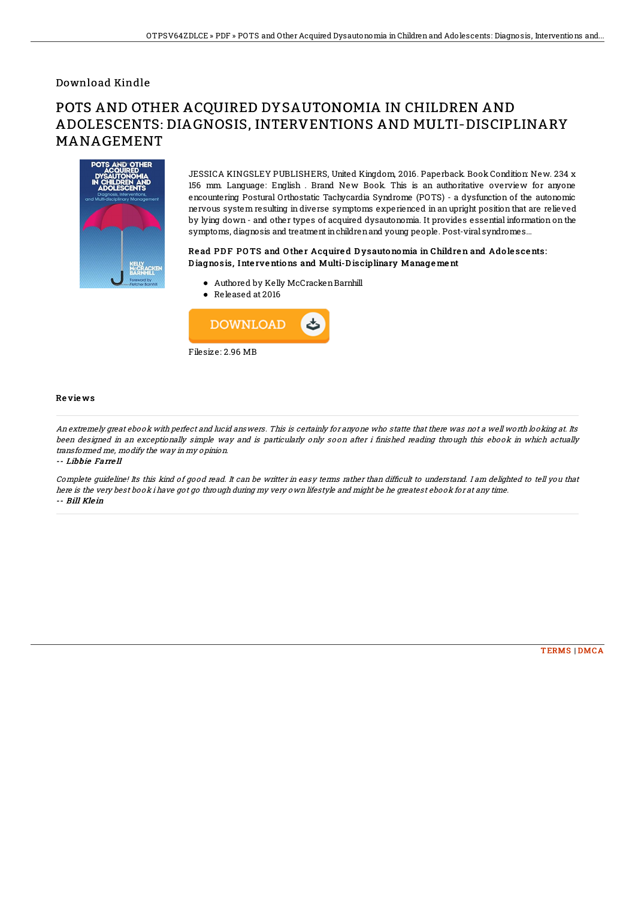Download Kindle

# POTS AND OTHER ACQUIRED DYSAUTONOMIA IN CHILDREN AND ADOLESCENTS: DIAGNOSIS, INTERVENTIONS AND MULTI-DISCIPLINARY MANAGEMENT

JESSICA KINGSLEY PUBLISHERS, United Kingdom, 2016. Paperback. Book Condition: New. 234 x 156 mm. Language: English . Brand New Book. This is an authoritative overview for anyone encountering Postural Orthostatic Tachycardia Syndrome (POTS) - a dysfunction of the autonomic nervous system resulting in diverse symptoms experienced in an upright position that are relieved by lying down - and other types of acquired dysautonomia. It provides essential information on the symptoms, diagnosis and treatment in children and young people. Post-viral syndromes...

### Read PDF POTS and Other Acquired Dysautonomia in Children and Adolescents: Diagnosis, Interventions and Multi-Disciplinary Management

- Authored by Kelly McCracken Barnhill
- Released at 2016

DOWNLOAD

Filesize: 2.96 MB

## Reviews

*An extremely great ebook with perfect and lucid answers. This is certainly for anyone who statte that there was not a well worth looking at. Its been designed in an exceptionally simple way and is particularly only soon after i finished reading through this ebook in which actually transformed me, modify the way in my opinion.*

*-- Libbie Farrell*

*Complete guideline! Its this kind of good read. It can be writter in easy terms rather than difficult to understand. I am delighted to tell you that here is the very best book i have got go through during my very own lifestyle and might be he greatest ebook for at any time.*

*-- Bill Klein*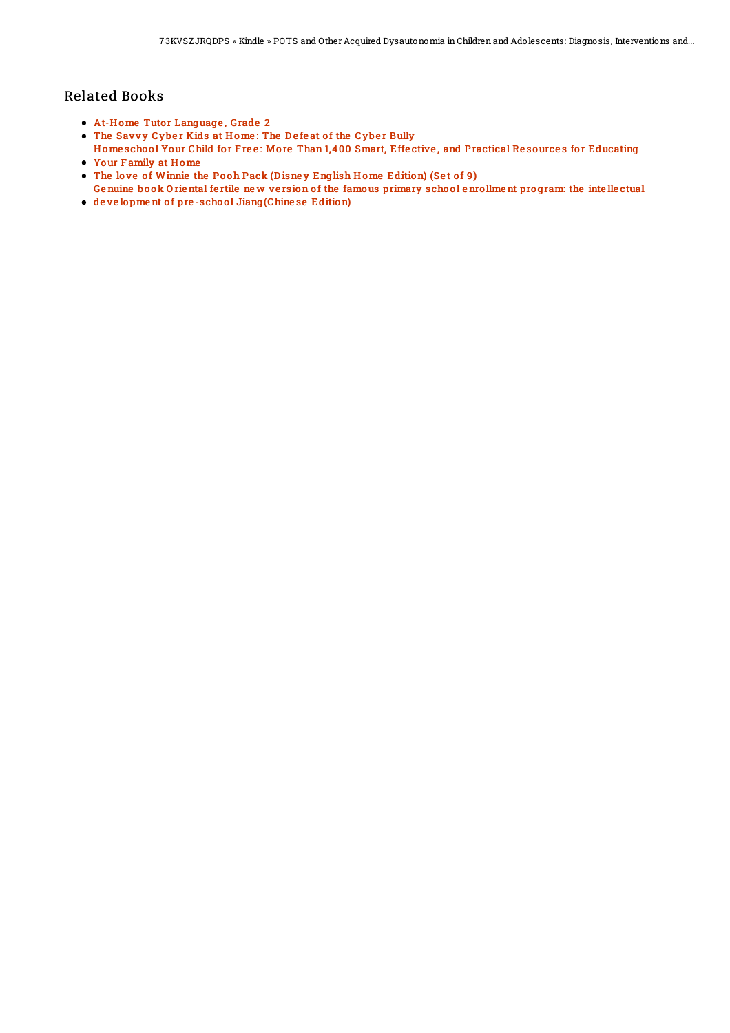## Related Books

- At-Home Tutor Language, Grade 2
- The Savvy Cyber Kids at Home: The Defeat of the Cyber Bully
  Homeschool Your Child for Free: More Than 1,400 Smart, Effective, and Practical Resources for Educating
- Your Family at Home
- The love of Winnie the Pooh Pack (Disney English Home Edition) (Set of 9)
  Genuine book Oriental fertile new version of the famous primary school enrollment program: the intellectual
- development of pre-school Jiang(Chinese Edition)